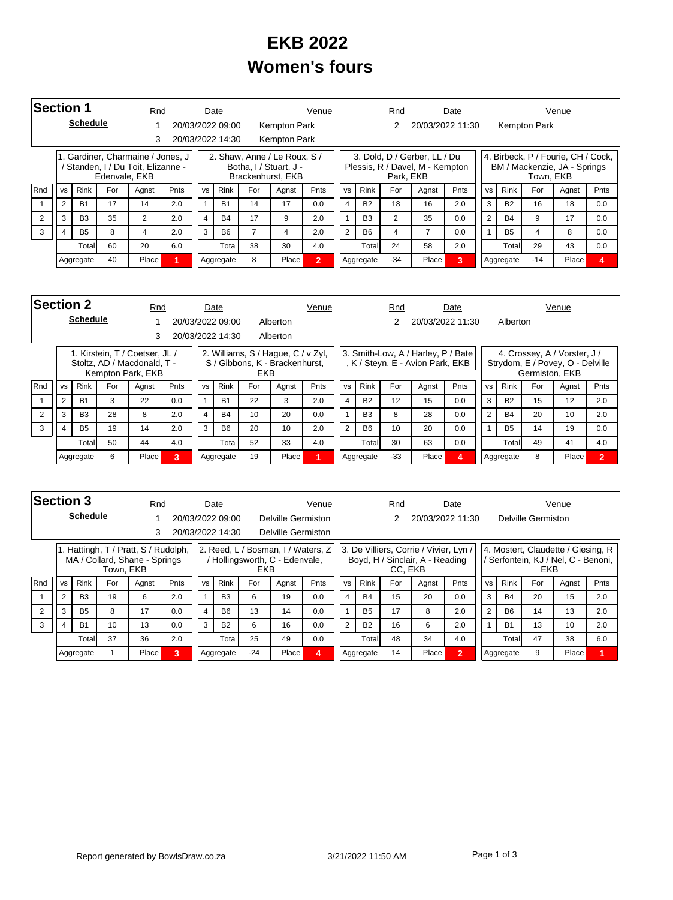# EKB 2022
# Women's fours

## Section 1

**Schedule**

| Rnd | Date | Venue | Rnd | Date | Venue |
|---|---|---|---|---|---|
| 1 | 20/03/2022 09:00 | Kempton Park | 2 | 20/03/2022 11:30 | Kempton Park |
| 3 | 20/03/2022 14:30 | Kempton Park | | | |

1. Gardiner, Charmaine / Jones, J / Standen, I / Du Toit, Elizanne - Edenvale, EKB

| Rnd | vs | Rink | For | Agnst | Pnts |
|---|---|---|---|---|---|
| 1 | 2 | B1 | 17 | 14 | 2.0 |
| 2 | 3 | B3 | 35 | 2 | 2.0 |
| 3 | 4 | B5 | 8 | 4 | 2.0 |
| | | Total | 60 | 20 | 6.0 |
| | Aggregate | | 40 | Place | 1 |

2. Shaw, Anne / Le Roux, S / Botha, I / Stuart, J - Brackenhurst, EKB

| Rnd | vs | Rink | For | Agnst | Pnts |
|---|---|---|---|---|---|
| 1 | 1 | B1 | 14 | 17 | 0.0 |
| 2 | 4 | B4 | 17 | 9 | 2.0 |
| 3 | 3 | B6 | 7 | 4 | 2.0 |
| | | Total | 38 | 30 | 4.0 |
| | Aggregate | | 8 | Place | 2 |

3. Dold, D / Gerber, LL / Du Plessis, R / Davel, M - Kempton Park, EKB

| Rnd | vs | Rink | For | Agnst | Pnts |
|---|---|---|---|---|---|
| 1 | 4 | B2 | 18 | 16 | 2.0 |
| 2 | 1 | B3 | 2 | 35 | 0.0 |
| 3 | 2 | B6 | 4 | 7 | 0.0 |
| | | Total | 24 | 58 | 2.0 |
| | Aggregate | | -34 | Place | 3 |

4. Birbeck, P / Fourie, CH / Cock, BM / Mackenzie, JA - Springs Town, EKB

| Rnd | vs | Rink | For | Agnst | Pnts |
|---|---|---|---|---|---|
| 1 | 3 | B2 | 16 | 18 | 0.0 |
| 2 | 2 | B4 | 9 | 17 | 0.0 |
| 3 | 1 | B5 | 4 | 8 | 0.0 |
| | | Total | 29 | 43 | 0.0 |
| | Aggregate | | -14 | Place | 4 |

## Section 2

**Schedule**

| Rnd | Date | Venue | Rnd | Date | Venue |
|---|---|---|---|---|---|
| 1 | 20/03/2022 09:00 | Alberton | 2 | 20/03/2022 11:30 | Alberton |
| 3 | 20/03/2022 14:30 | Alberton | | | |

1. Kirstein, T / Coetser, JL / Stoltz, AD / Macdonald, T - Kempton Park, EKB

| Rnd | vs | Rink | For | Agnst | Pnts |
|---|---|---|---|---|---|
| 1 | 2 | B1 | 3 | 22 | 0.0 |
| 2 | 3 | B3 | 28 | 8 | 2.0 |
| 3 | 4 | B5 | 19 | 14 | 2.0 |
| | | Total | 50 | 44 | 4.0 |
| | Aggregate | | 6 | Place | 3 |

2. Williams, S / Hague, C / v Zyl, S / Gibbons, K - Brackenhurst, EKB

| Rnd | vs | Rink | For | Agnst | Pnts |
|---|---|---|---|---|---|
| 1 | 1 | B1 | 22 | 3 | 2.0 |
| 2 | 4 | B4 | 10 | 20 | 0.0 |
| 3 | 3 | B6 | 20 | 10 | 2.0 |
| | | Total | 52 | 33 | 4.0 |
| | Aggregate | | 19 | Place | 1 |

3. Smith-Low, A / Harley, P / Bate, K / Steyn, E - Avion Park, EKB

| Rnd | vs | Rink | For | Agnst | Pnts |
|---|---|---|---|---|---|
| 1 | 4 | B2 | 12 | 15 | 0.0 |
| 2 | 1 | B3 | 8 | 28 | 0.0 |
| 3 | 2 | B6 | 10 | 20 | 0.0 |
| | | Total | 30 | 63 | 0.0 |
| | Aggregate | | -33 | Place | 4 |

4. Crossey, A / Vorster, J / Strydom, E / Povey, O - Delville Germiston, EKB

| Rnd | vs | Rink | For | Agnst | Pnts |
|---|---|---|---|---|---|
| 1 | 3 | B2 | 15 | 12 | 2.0 |
| 2 | 2 | B4 | 20 | 10 | 2.0 |
| 3 | 1 | B5 | 14 | 19 | 0.0 |
| | | Total | 49 | 41 | 4.0 |
| | Aggregate | | 8 | Place | 2 |

## Section 3

**Schedule**

| Rnd | Date | Venue | Rnd | Date | Venue |
|---|---|---|---|---|---|
| 1 | 20/03/2022 09:00 | Delville Germiston | 2 | 20/03/2022 11:30 | Delville Germiston |
| 3 | 20/03/2022 14:30 | Delville Germiston | | | |

1. Hattingh, T / Pratt, S / Rudolph, MA / Collard, Shane - Springs Town, EKB

| Rnd | vs | Rink | For | Agnst | Pnts |
|---|---|---|---|---|---|
| 1 | 2 | B3 | 19 | 6 | 2.0 |
| 2 | 3 | B5 | 8 | 17 | 0.0 |
| 3 | 4 | B1 | 10 | 13 | 0.0 |
| | | Total | 37 | 36 | 2.0 |
| | Aggregate | | 1 | Place | 3 |

2. Reed, L / Bosman, I / Waters, Z / Hollingsworth, C - Edenvale, EKB

| Rnd | vs | Rink | For | Agnst | Pnts |
|---|---|---|---|---|---|
| 1 | 1 | B3 | 6 | 19 | 0.0 |
| 2 | 4 | B6 | 13 | 14 | 0.0 |
| 3 | 3 | B2 | 6 | 16 | 0.0 |
| | | Total | 25 | 49 | 0.0 |
| | Aggregate | | -24 | Place | 4 |

3. De Villiers, Corrie / Vivier, Lyn / Boyd, H / Sinclair, A - Reading CC, EKB

| Rnd | vs | Rink | For | Agnst | Pnts |
|---|---|---|---|---|---|
| 1 | 4 | B4 | 15 | 20 | 0.0 |
| 2 | 1 | B5 | 17 | 8 | 2.0 |
| 3 | 2 | B2 | 16 | 6 | 2.0 |
| | | Total | 48 | 34 | 4.0 |
| | Aggregate | | 14 | Place | 2 |

4. Mostert, Claudette / Giesing, R / Serfontein, KJ / Nel, C - Benoni, EKB

| Rnd | vs | Rink | For | Agnst | Pnts |
|---|---|---|---|---|---|
| 1 | 3 | B4 | 20 | 15 | 2.0 |
| 2 | 2 | B6 | 14 | 13 | 2.0 |
| 3 | 1 | B1 | 13 | 10 | 2.0 |
| | | Total | 47 | 38 | 6.0 |
| | Aggregate | | 9 | Place | 1 |

Report generated by BowlsDraw.co.za — 3/21/2022 11:50 AM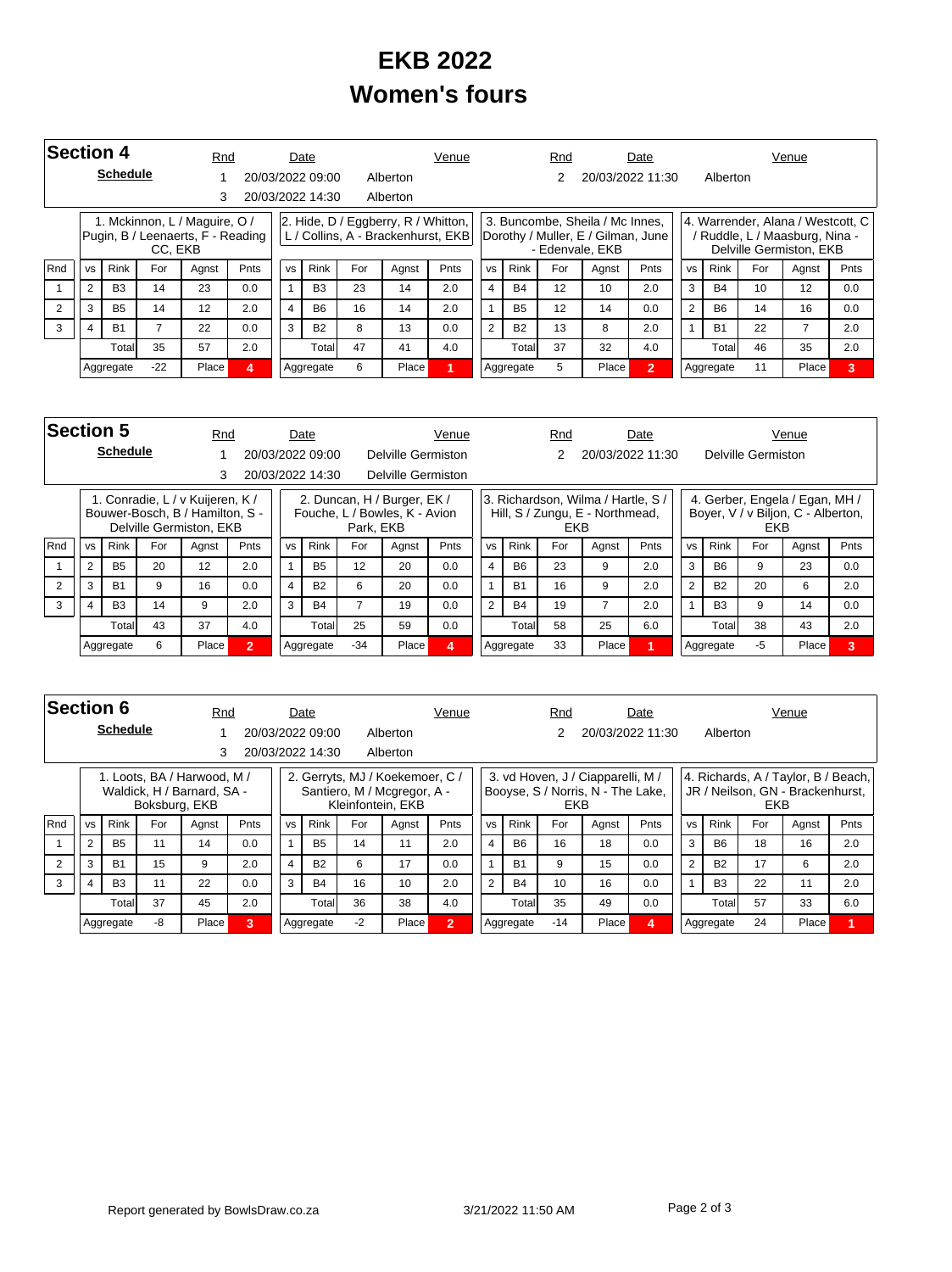# EKB 2022
# Women's fours

## Section 4

**Schedule**

| Rnd | Date | Venue |
|---|---|---|
| 1 | 20/03/2022 09:00 | Alberton |
| 2 | 20/03/2022 11:30 | Alberton |
| 3 | 20/03/2022 14:30 | Alberton |

| Rnd | 1. Mckinnon, L / Maguire, O / Pugin, B / Leenaerts, F - Reading CC, EKB | | | | | 2. Hide, D / Eggberry, R / Whitton, L / Collins, A - Brackenhurst, EKB | | | | | 3. Buncombe, Sheila / Mc Innes, Dorothy / Muller, E / Gilman, June - Edenvale, EKB | | | | | 4. Warrender, Alana / Westcott, C / Ruddle, L / Maasburg, Nina - Delville Germiston, EKB | | | | |
|---|---|---|---|---|---|---|---|---|---|---|---|---|---|---|---|---|---|---|---|---|
| | vs | Rink | For | Agnst | Pnts | vs | Rink | For | Agnst | Pnts | vs | Rink | For | Agnst | Pnts | vs | Rink | For | Agnst | Pnts |
| 1 | 2 | B3 | 14 | 23 | 0.0 | 1 | B3 | 23 | 14 | 2.0 | 4 | B4 | 12 | 10 | 2.0 | 3 | B4 | 10 | 12 | 0.0 |
| 2 | 3 | B5 | 14 | 12 | 2.0 | 4 | B6 | 16 | 14 | 2.0 | 1 | B5 | 12 | 14 | 0.0 | 2 | B6 | 14 | 16 | 0.0 |
| 3 | 4 | B1 | 7 | 22 | 0.0 | 3 | B2 | 8 | 13 | 0.0 | 2 | B2 | 13 | 8 | 2.0 | 1 | B1 | 22 | 7 | 2.0 |
| | | Total | 35 | 57 | 2.0 | | Total | 47 | 41 | 4.0 | | Total | 37 | 32 | 4.0 | | Total | 46 | 35 | 2.0 |
| | Aggregate | | -22 | Place | 4 | Aggregate | | 6 | Place | 1 | Aggregate | | 5 | Place | 2 | Aggregate | | 11 | Place | 3 |

## Section 5

**Schedule**

| Rnd | Date | Venue |
|---|---|---|
| 1 | 20/03/2022 09:00 | Delville Germiston |
| 2 | 20/03/2022 11:30 | Delville Germiston |
| 3 | 20/03/2022 14:30 | Delville Germiston |

| Rnd | 1. Conradie, L / v Kuijeren, K / Bouwer-Bosch, B / Hamilton, S - Delville Germiston, EKB | | | | | 2. Duncan, H / Burger, EK / Fouche, L / Bowles, K - Avion Park, EKB | | | | | 3. Richardson, Wilma / Hartle, S / Hill, S / Zungu, E - Northmead, EKB | | | | | 4. Gerber, Engela / Egan, MH / Boyer, V / v Biljon, C - Alberton, EKB | | | | |
|---|---|---|---|---|---|---|---|---|---|---|---|---|---|---|---|---|---|---|---|---|
| | vs | Rink | For | Agnst | Pnts | vs | Rink | For | Agnst | Pnts | vs | Rink | For | Agnst | Pnts | vs | Rink | For | Agnst | Pnts |
| 1 | 2 | B5 | 20 | 12 | 2.0 | 1 | B5 | 12 | 20 | 0.0 | 4 | B6 | 23 | 9 | 2.0 | 3 | B6 | 9 | 23 | 0.0 |
| 2 | 3 | B1 | 9 | 16 | 0.0 | 4 | B2 | 6 | 20 | 0.0 | 1 | B1 | 16 | 9 | 2.0 | 2 | B2 | 20 | 6 | 2.0 |
| 3 | 4 | B3 | 14 | 9 | 2.0 | 3 | B4 | 7 | 19 | 0.0 | 2 | B4 | 19 | 7 | 2.0 | 1 | B3 | 9 | 14 | 0.0 |
| | | Total | 43 | 37 | 4.0 | | Total | 25 | 59 | 0.0 | | Total | 58 | 25 | 6.0 | | Total | 38 | 43 | 2.0 |
| | Aggregate | | 6 | Place | 2 | Aggregate | | -34 | Place | 4 | Aggregate | | 33 | Place | 1 | Aggregate | | -5 | Place | 3 |

## Section 6

**Schedule**

| Rnd | Date | Venue |
|---|---|---|
| 1 | 20/03/2022 09:00 | Alberton |
| 2 | 20/03/2022 11:30 | Alberton |
| 3 | 20/03/2022 14:30 | Alberton |

| Rnd | 1. Loots, BA / Harwood, M / Waldick, H / Barnard, SA - Boksburg, EKB | | | | | 2. Gerryts, MJ / Koekemoer, C / Santiero, M / Mcgregor, A - Kleinfontein, EKB | | | | | 3. vd Hoven, J / Ciapparelli, M / Booyse, S / Norris, N - The Lake, EKB | | | | | 4. Richards, A / Taylor, B / Beach, JR / Neilson, GN - Brackenhurst, EKB | | | | |
|---|---|---|---|---|---|---|---|---|---|---|---|---|---|---|---|---|---|---|---|---|
| | vs | Rink | For | Agnst | Pnts | vs | Rink | For | Agnst | Pnts | vs | Rink | For | Agnst | Pnts | vs | Rink | For | Agnst | Pnts |
| 1 | 2 | B5 | 11 | 14 | 0.0 | 1 | B5 | 14 | 11 | 2.0 | 4 | B6 | 16 | 18 | 0.0 | 3 | B6 | 18 | 16 | 2.0 |
| 2 | 3 | B1 | 15 | 9 | 2.0 | 4 | B2 | 6 | 17 | 0.0 | 1 | B1 | 9 | 15 | 0.0 | 2 | B2 | 17 | 6 | 2.0 |
| 3 | 4 | B3 | 11 | 22 | 0.0 | 3 | B4 | 16 | 10 | 2.0 | 2 | B4 | 10 | 16 | 0.0 | 1 | B3 | 22 | 11 | 2.0 |
| | | Total | 37 | 45 | 2.0 | | Total | 36 | 38 | 4.0 | | Total | 35 | 49 | 0.0 | | Total | 57 | 33 | 6.0 |
| | Aggregate | | -8 | Place | 3 | Aggregate | | -2 | Place | 2 | Aggregate | | -14 | Place | 4 | Aggregate | | 24 | Place | 1 |

Report generated by BowlsDraw.co.za 3/21/2022 11:50 AM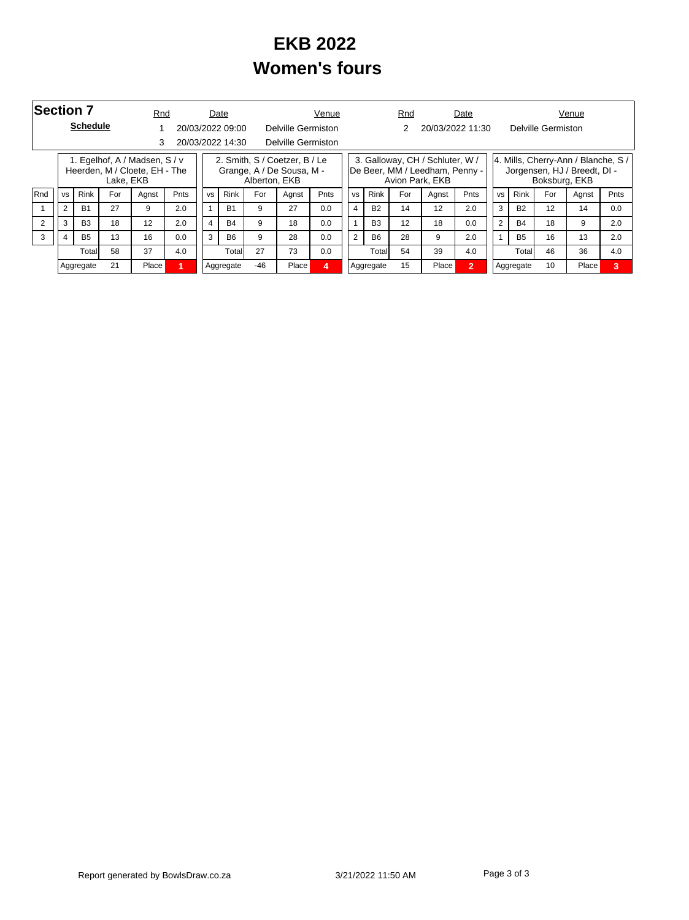# EKB 2022

# Women's fours

**Section 7**

**Schedule**

| Rnd | Date | Venue |
|---|---|---|
| 1 | 20/03/2022 09:00 | Delville Germiston |
| 2 | 20/03/2022 11:30 | Delville Germiston |
| 3 | 20/03/2022 14:30 | Delville Germiston |

| | 1. Egelhof, A / Madsen, S / v Heerden, M / Cloete, EH - The Lake, EKB | | | | | 2. Smith, S / Coetzer, B / Le Grange, A / De Sousa, M - Alberton, EKB | | | | | 3. Galloway, CH / Schluter, W / De Beer, MM / Leedham, Penny - Avion Park, EKB | | | | | 4. Mills, Cherry-Ann / Blanche, S / Jorgensen, HJ / Breedt, DI - Boksburg, EKB | | | | |
|---|---|---|---|---|---|---|---|---|---|---|---|---|---|---|---|---|---|---|---|---|
| Rnd | vs | Rink | For | Agnst | Pnts | vs | Rink | For | Agnst | Pnts | vs | Rink | For | Agnst | Pnts | vs | Rink | For | Agnst | Pnts |
| 1 | 2 | B1 | 27 | 9 | 2.0 | 1 | B1 | 9 | 27 | 0.0 | 4 | B2 | 14 | 12 | 2.0 | 3 | B2 | 12 | 14 | 0.0 |
| 2 | 3 | B3 | 18 | 12 | 2.0 | 4 | B4 | 9 | 18 | 0.0 | 1 | B3 | 12 | 18 | 0.0 | 2 | B4 | 18 | 9 | 2.0 |
| 3 | 4 | B5 | 13 | 16 | 0.0 | 3 | B6 | 9 | 28 | 0.0 | 2 | B6 | 28 | 9 | 2.0 | 1 | B5 | 16 | 13 | 2.0 |
| | | Total | 58 | 37 | 4.0 | | Total | 27 | 73 | 0.0 | | Total | 54 | 39 | 4.0 | | Total | 46 | 36 | 4.0 |
| | Aggregate | | 21 | Place | 1 | Aggregate | | -46 | Place | 4 | Aggregate | | 15 | Place | 2 | Aggregate | | 10 | Place | 3 |

Report generated by BowlsDraw.co.za 3/21/2022 11:50 AM